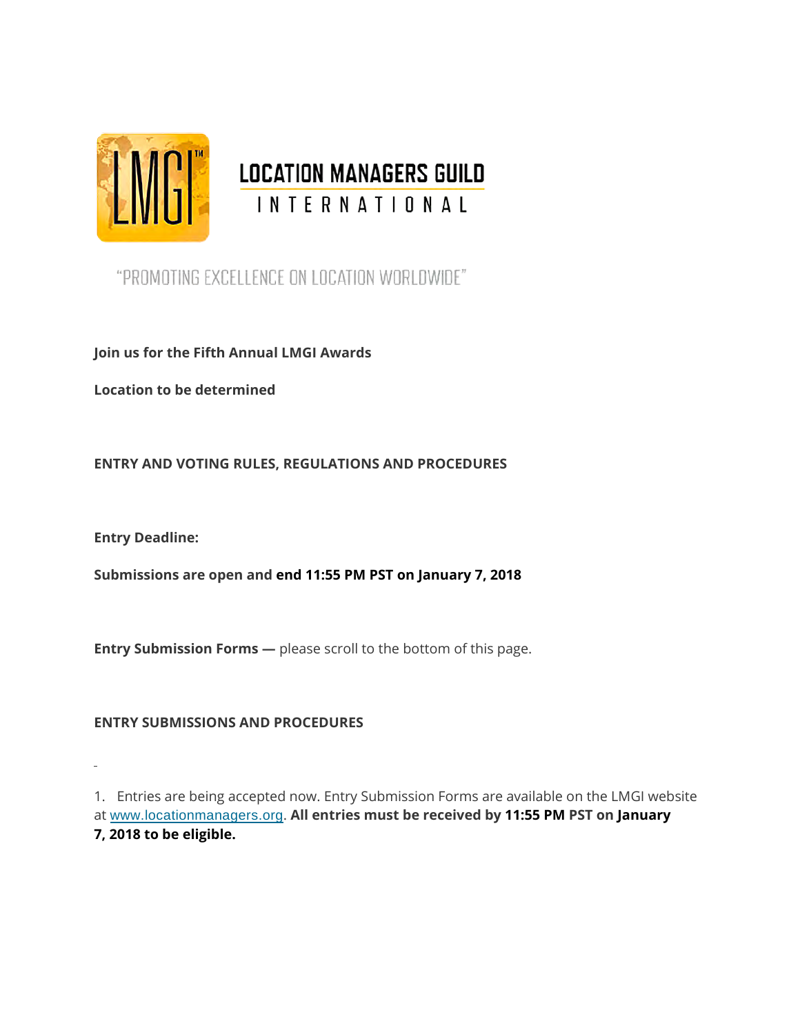# LOCATION MANAGERS GUILD INTERNATIONAL

"PROMOTING EXCELLENCE ON LOCATION WORLDWIDE"

**Join us for the Fifth Annual LMGI Awards**

**Location to be determined**

**ENTRY AND VOTING RULES, REGULATIONS AND PROCEDURES**

**Entry Deadline:**

**Submissions are open and end 11:55 PM PST on January 7, 2018**

**Entry Submission Forms —** please scroll to the bottom of this page.

**ENTRY SUBMISSIONS AND PROCEDURES**

1. Entries are being accepted now. Entry Submission Forms are available on the LMGI website at www.locationmanagers.org. **All entries must be received by 11:55 PM PST on January 7, 2018 to be eligible.**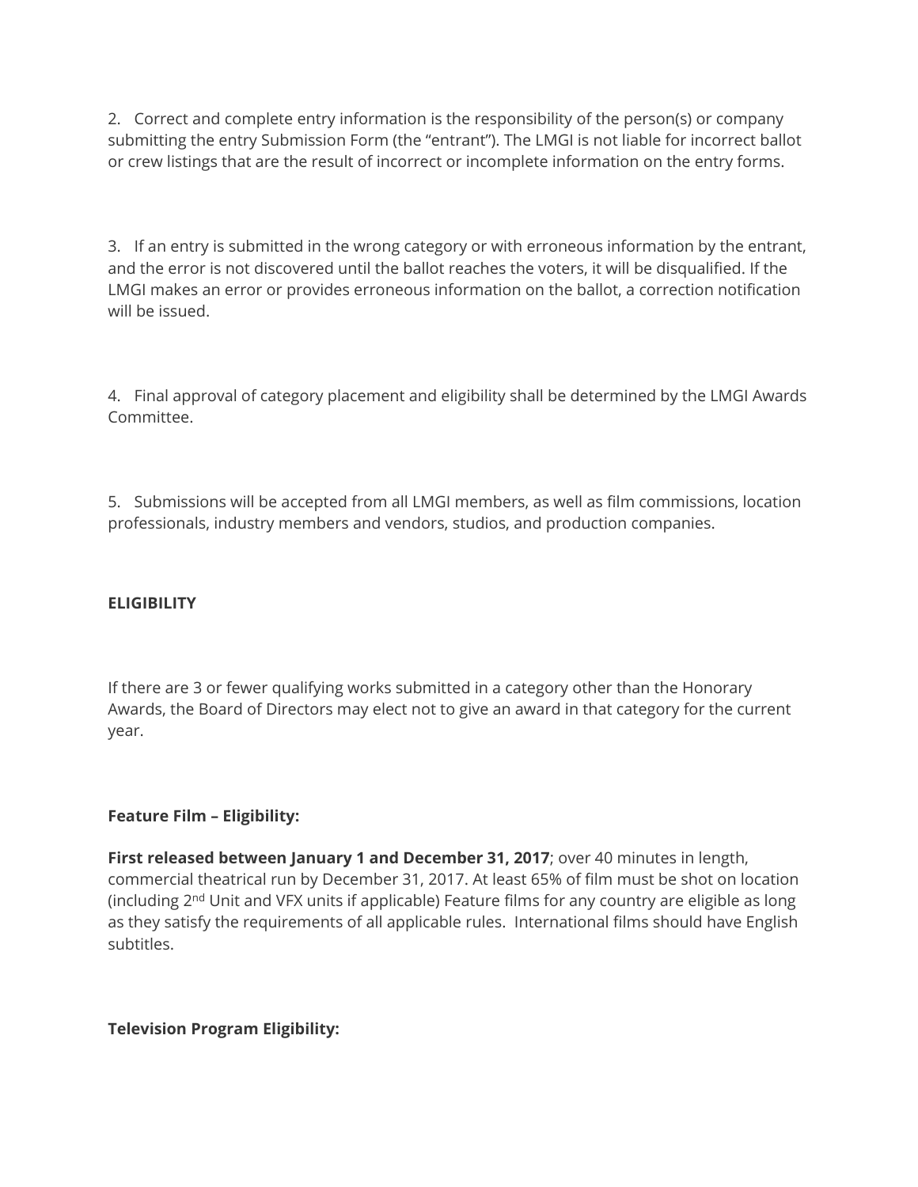2. Correct and complete entry information is the responsibility of the person(s) or company submitting the entry Submission Form (the "entrant"). The LMGI is not liable for incorrect ballot or crew listings that are the result of incorrect or incomplete information on the entry forms.

3. If an entry is submitted in the wrong category or with erroneous information by the entrant, and the error is not discovered until the ballot reaches the voters, it will be disqualified. If the LMGI makes an error or provides erroneous information on the ballot, a correction notification will be issued.

4. Final approval of category placement and eligibility shall be determined by the LMGI Awards Committee.

5. Submissions will be accepted from all LMGI members, as well as film commissions, location professionals, industry members and vendors, studios, and production companies.

**ELIGIBILITY**

If there are 3 or fewer qualifying works submitted in a category other than the Honorary Awards, the Board of Directors may elect not to give an award in that category for the current year.

**Feature Film – Eligibility:**

**First released between January 1 and December 31, 2017**; over 40 minutes in length, commercial theatrical run by December 31, 2017. At least 65% of film must be shot on location (including 2nd Unit and VFX units if applicable) Feature films for any country are eligible as long as they satisfy the requirements of all applicable rules. International films should have English subtitles.

**Television Program Eligibility:**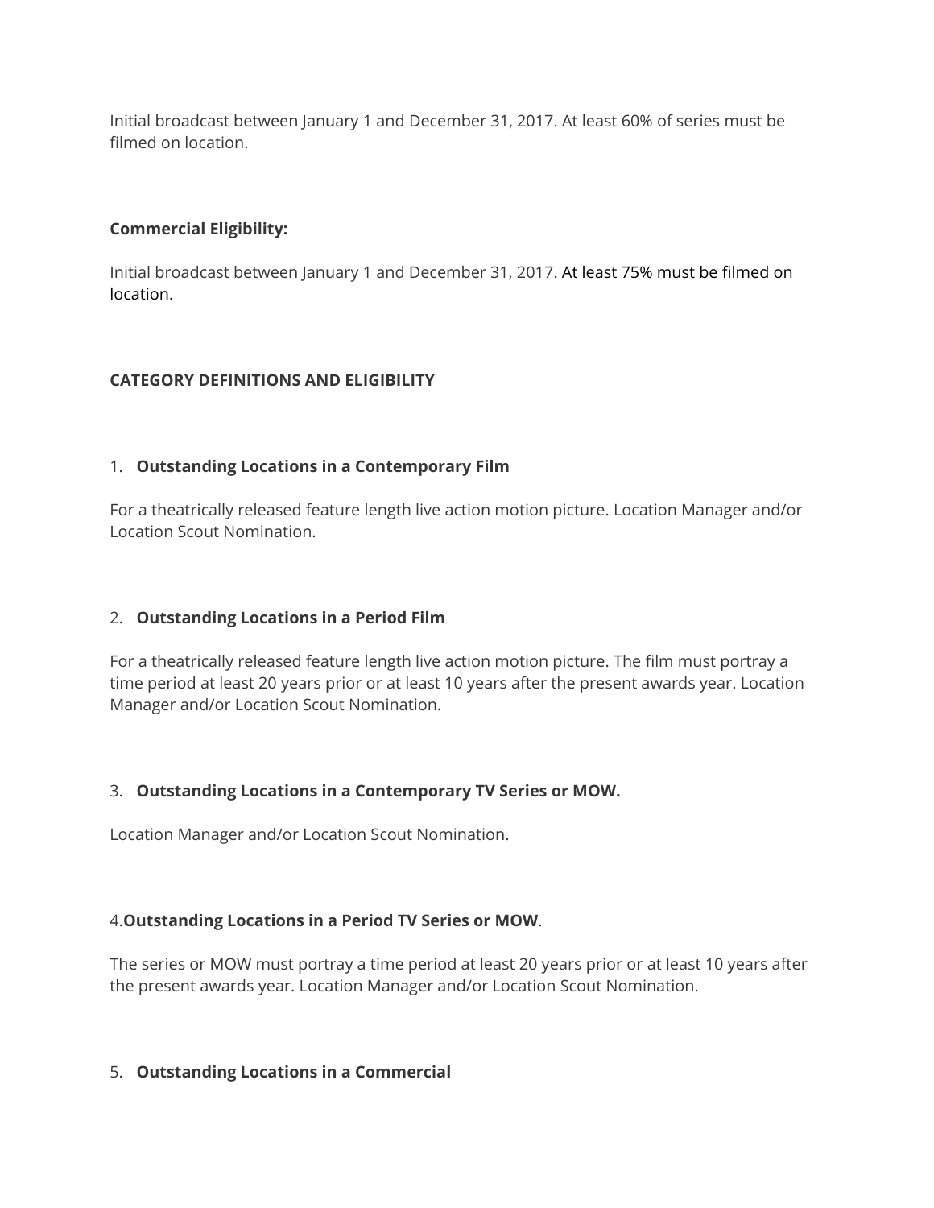Initial broadcast between January 1 and December 31, 2017. At least 60% of series must be filmed on location.

**Commercial Eligibility:**

Initial broadcast between January 1 and December 31, 2017. At least 75% must be filmed on location.

**CATEGORY DEFINITIONS AND ELIGIBILITY**

1. **Outstanding Locations in a Contemporary Film**

For a theatrically released feature length live action motion picture. Location Manager and/or Location Scout Nomination.

2. **Outstanding Locations in a Period Film**

For a theatrically released feature length live action motion picture. The film must portray a time period at least 20 years prior or at least 10 years after the present awards year. Location Manager and/or Location Scout Nomination.

3. **Outstanding Locations in a Contemporary TV Series or MOW.**

Location Manager and/or Location Scout Nomination.

4. **Outstanding Locations in a Period TV Series or MOW**.

The series or MOW must portray a time period at least 20 years prior or at least 10 years after the present awards year. Location Manager and/or Location Scout Nomination.

5. **Outstanding Locations in a Commercial**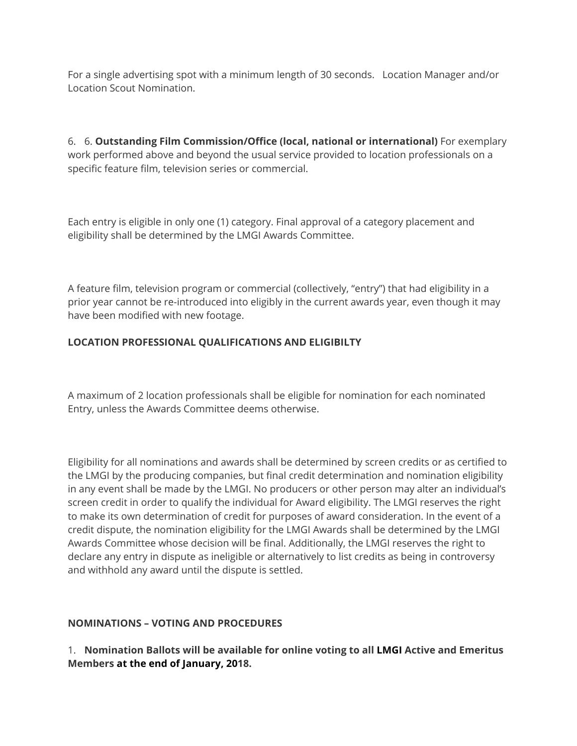For a single advertising spot with a minimum length of 30 seconds.   Location Manager and/or Location Scout Nomination.

6.   6. **Outstanding Film Commission/Office (local, national or international)** For exemplary work performed above and beyond the usual service provided to location professionals on a specific feature film, television series or commercial.

Each entry is eligible in only one (1) category. Final approval of a category placement and eligibility shall be determined by the LMGI Awards Committee.

A feature film, television program or commercial (collectively, "entry") that had eligibility in a prior year cannot be re-introduced into eligibly in the current awards year, even though it may have been modified with new footage.

**LOCATION PROFESSIONAL QUALIFICATIONS AND ELIGIBILTY**

A maximum of 2 location professionals shall be eligible for nomination for each nominated Entry, unless the Awards Committee deems otherwise.

Eligibility for all nominations and awards shall be determined by screen credits or as certified to the LMGI by the producing companies, but final credit determination and nomination eligibility in any event shall be made by the LMGI. No producers or other person may alter an individual's screen credit in order to qualify the individual for Award eligibility. The LMGI reserves the right to make its own determination of credit for purposes of award consideration. In the event of a credit dispute, the nomination eligibility for the LMGI Awards shall be determined by the LMGI Awards Committee whose decision will be final. Additionally, the LMGI reserves the right to declare any entry in dispute as ineligible or alternatively to list credits as being in controversy and withhold any award until the dispute is settled.

**NOMINATIONS – VOTING AND PROCEDURES**

1.   **Nomination Ballots will be available for online voting to all LMGI Active and Emeritus Members at the end of January, 2018.**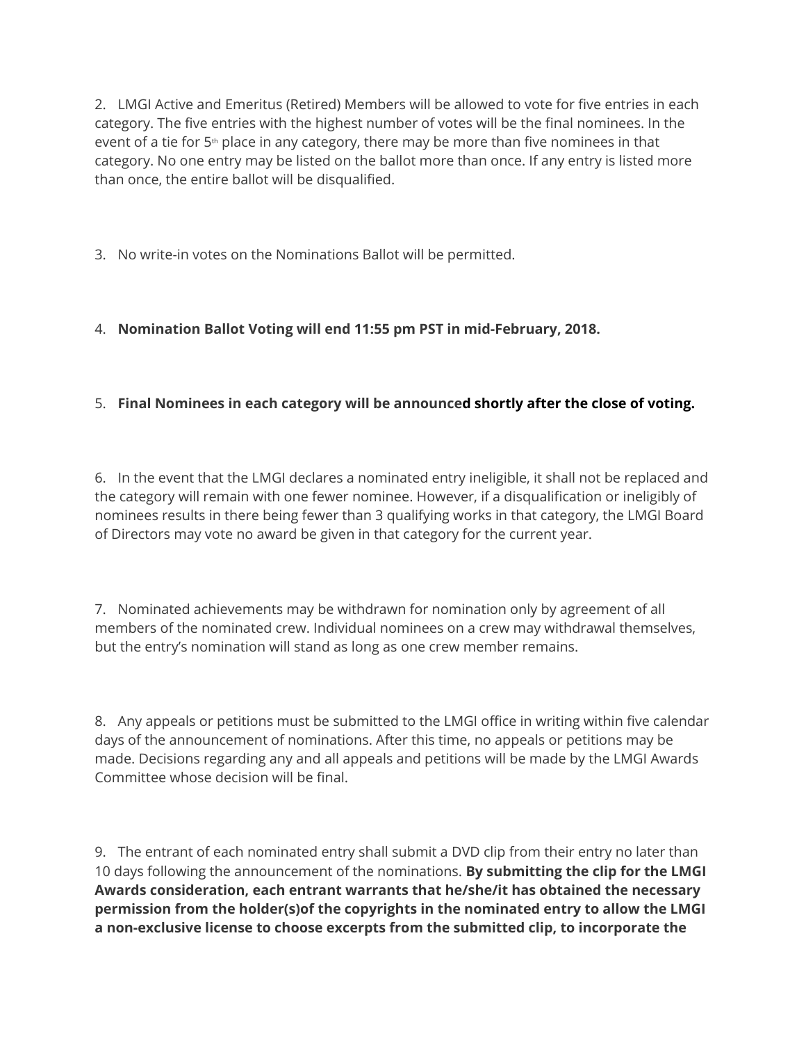2. LMGI Active and Emeritus (Retired) Members will be allowed to vote for five entries in each category. The five entries with the highest number of votes will be the final nominees. In the event of a tie for 5th place in any category, there may be more than five nominees in that category. No one entry may be listed on the ballot more than once. If any entry is listed more than once, the entire ballot will be disqualified.

3. No write-in votes on the Nominations Ballot will be permitted.

4. **Nomination Ballot Voting will end 11:55 pm PST in mid-February, 2018.**

5. **Final Nominees in each category will be announced shortly after the close of voting.**

6. In the event that the LMGI declares a nominated entry ineligible, it shall not be replaced and the category will remain with one fewer nominee. However, if a disqualification or ineligibly of nominees results in there being fewer than 3 qualifying works in that category, the LMGI Board of Directors may vote no award be given in that category for the current year.

7. Nominated achievements may be withdrawn for nomination only by agreement of all members of the nominated crew. Individual nominees on a crew may withdrawal themselves, but the entry's nomination will stand as long as one crew member remains.

8. Any appeals or petitions must be submitted to the LMGI office in writing within five calendar days of the announcement of nominations. After this time, no appeals or petitions may be made. Decisions regarding any and all appeals and petitions will be made by the LMGI Awards Committee whose decision will be final.

9. The entrant of each nominated entry shall submit a DVD clip from their entry no later than 10 days following the announcement of the nominations. **By submitting the clip for the LMGI Awards consideration, each entrant warrants that he/she/it has obtained the necessary permission from the holder(s)of the copyrights in the nominated entry to allow the LMGI a non-exclusive license to choose excerpts from the submitted clip, to incorporate the**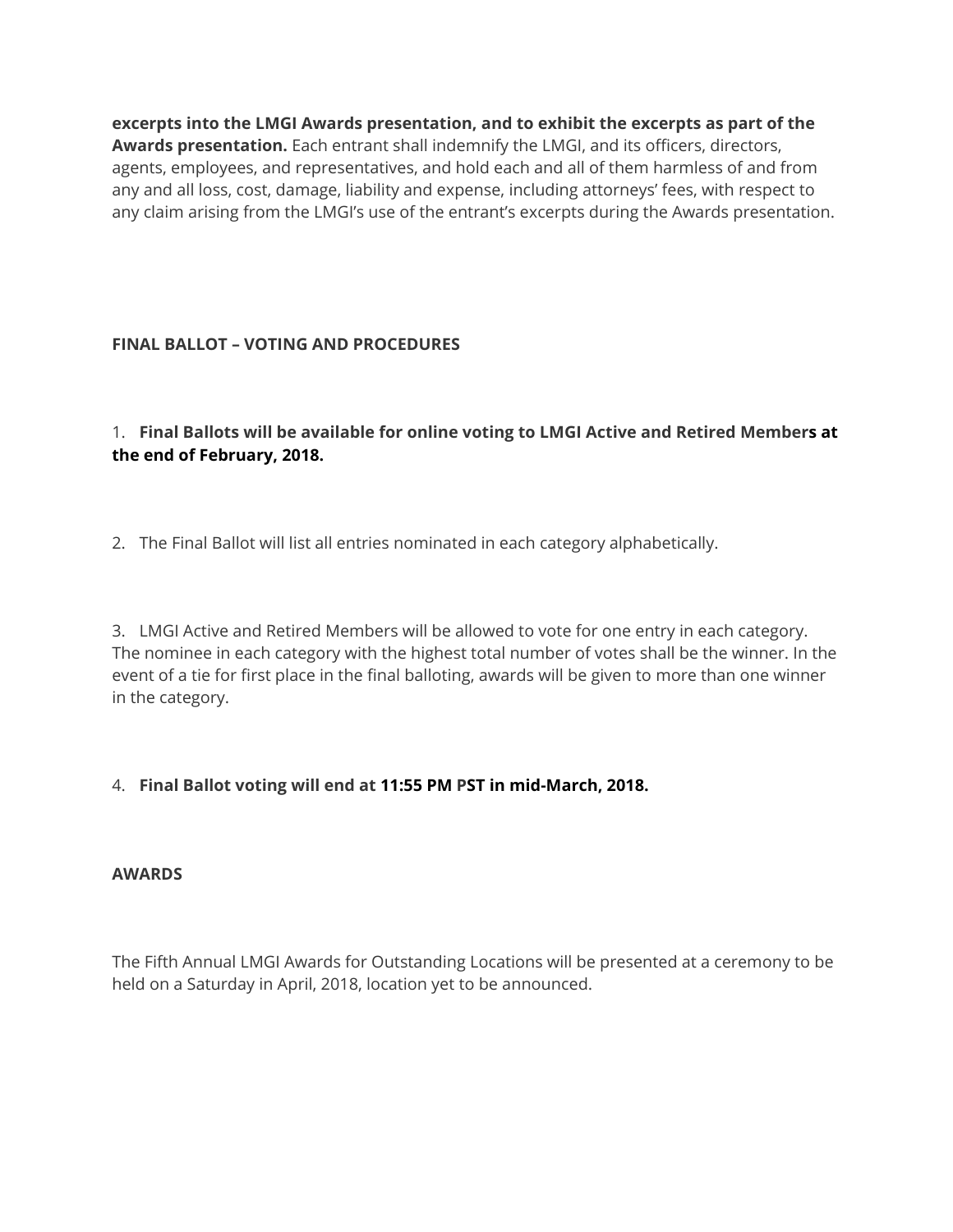**excerpts into the LMGI Awards presentation, and to exhibit the excerpts as part of the Awards presentation.** Each entrant shall indemnify the LMGI, and its officers, directors, agents, employees, and representatives, and hold each and all of them harmless of and from any and all loss, cost, damage, liability and expense, including attorneys' fees, with respect to any claim arising from the LMGI's use of the entrant's excerpts during the Awards presentation.

**FINAL BALLOT – VOTING AND PROCEDURES**

1. **Final Ballots will be available for online voting to LMGI Active and Retired Members at the end of February, 2018.**

2. The Final Ballot will list all entries nominated in each category alphabetically.

3. LMGI Active and Retired Members will be allowed to vote for one entry in each category. The nominee in each category with the highest total number of votes shall be the winner. In the event of a tie for first place in the final balloting, awards will be given to more than one winner in the category.

4. **Final Ballot voting will end at 11:55 PM PST in mid-March, 2018.**

**AWARDS**

The Fifth Annual LMGI Awards for Outstanding Locations will be presented at a ceremony to be held on a Saturday in April, 2018, location yet to be announced.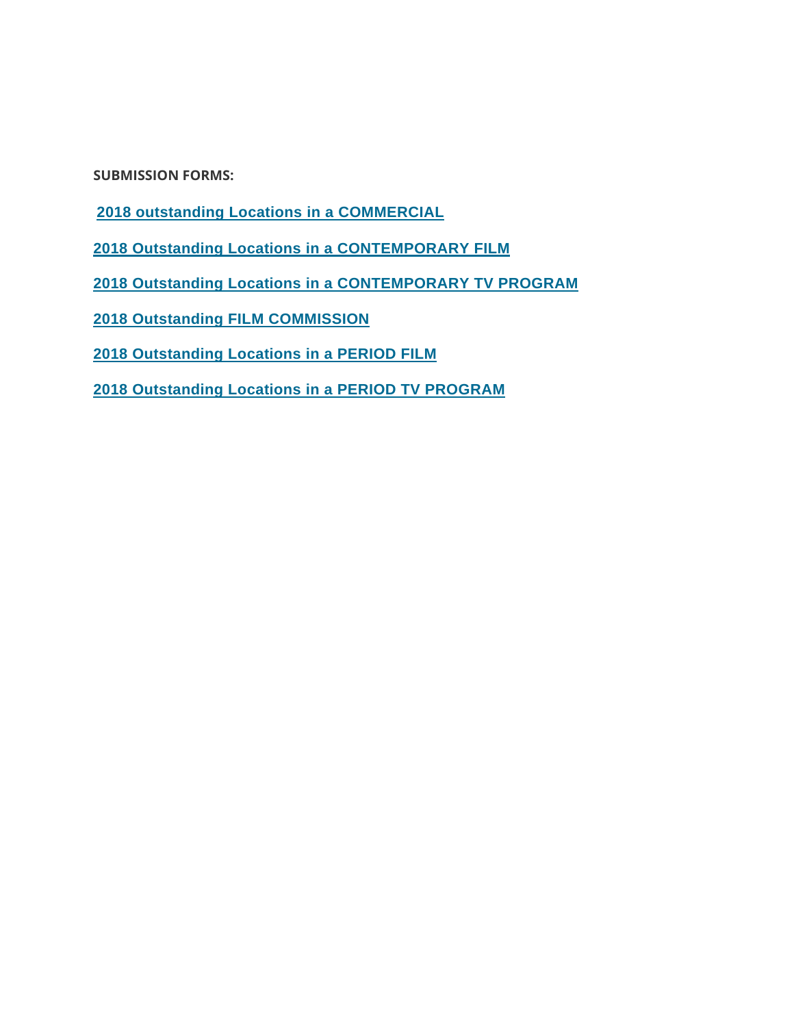**SUBMISSION FORMS:**

**2018 outstanding Locations in a COMMERCIAL**

**2018 Outstanding Locations in a CONTEMPORARY FILM**

**2018 Outstanding Locations in a CONTEMPORARY TV PROGRAM**

**2018 Outstanding FILM COMMISSION**

**2018 Outstanding Locations in a PERIOD FILM**

**2018 Outstanding Locations in a PERIOD TV PROGRAM**